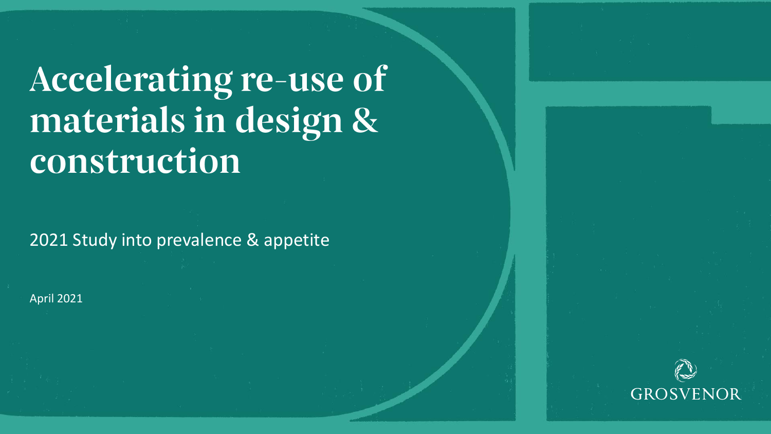# Accelerating re-use of materials in design & construction

2021 Study into prevalence & appetite

April 2021

GROSVENOR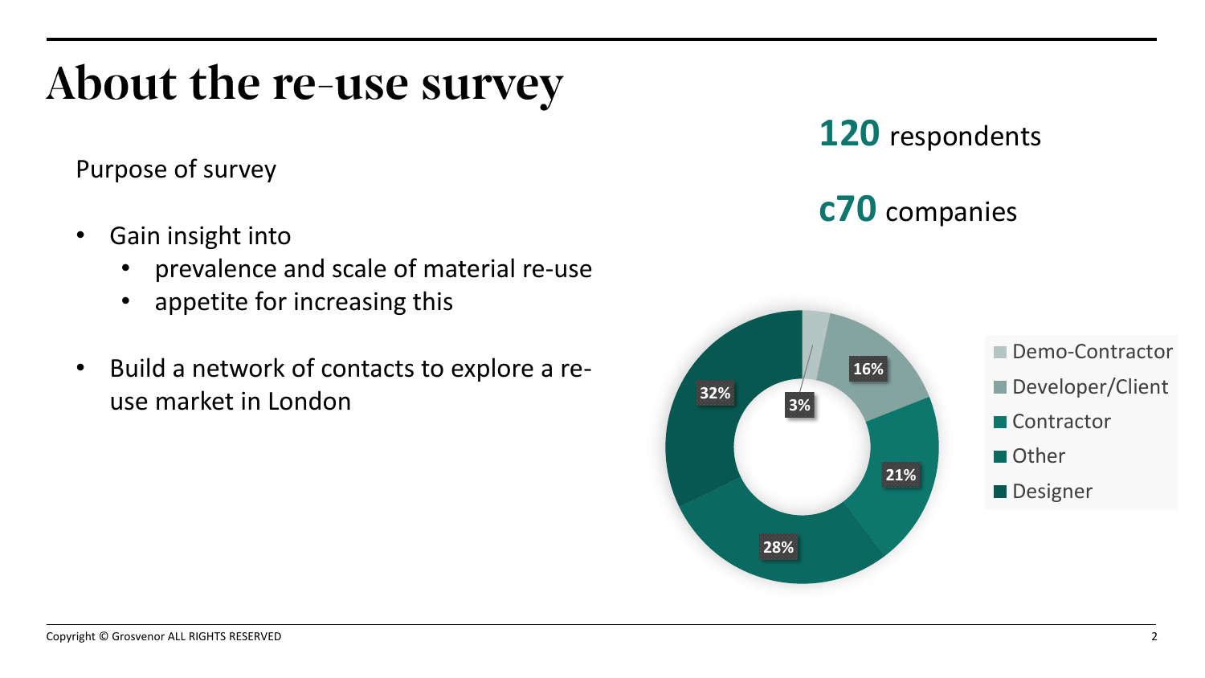# About the re-use survey

Purpose of survey

- Gain insight into
  - prevalence and scale of material re-use
  - appetite for increasing this
- Build a network of contacts to explore a re-use market in London

**120** respondents

**c70** companies

| Respondent type | Share |
| --- | --- |
| Demo-Contractor | 3% |
| Developer/Client | 16% |
| Contractor | 21% |
| Other | 28% |
| Designer | 32% |

Copyright © Grosvenor ALL RIGHTS RESERVED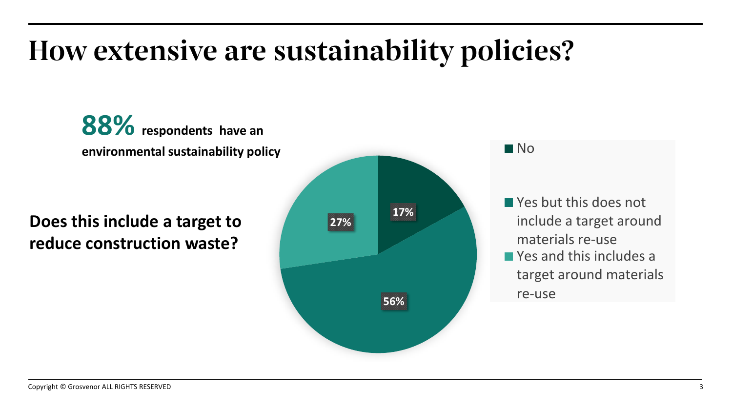# How extensive are sustainability policies?

**88%** **respondents have an environmental sustainability policy**

**Does this include a target to reduce construction waste?**

| Response | Share |
|---|---|
| No | 17% |
| Yes but this does not include a target around materials re-use | 56% |
| Yes and this includes a target around materials re-use | 27% |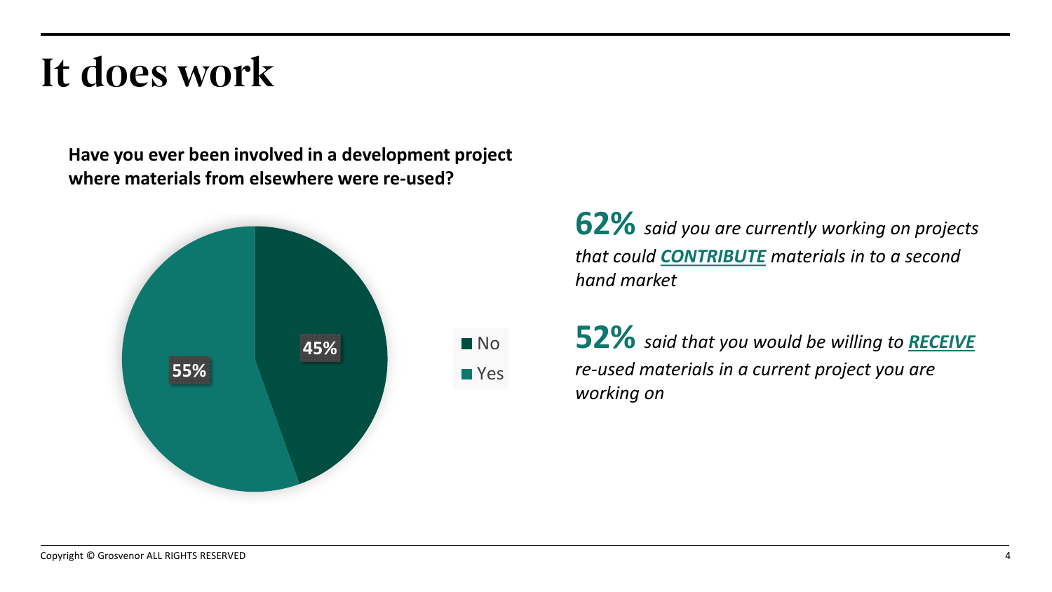# It does work

**Have you ever been involved in a development project where materials from elsewhere were re-used?**

| Response | Share |
| --- | --- |
| No | 45% |
| Yes | 55% |

**62%** *said you are currently working on projects that could **CONTRIBUTE** materials in to a second hand market*

**52%** *said that you would be willing to **RECEIVE** re-used materials in a current project you are working on*

Copyright © Grosvenor ALL RIGHTS RESERVED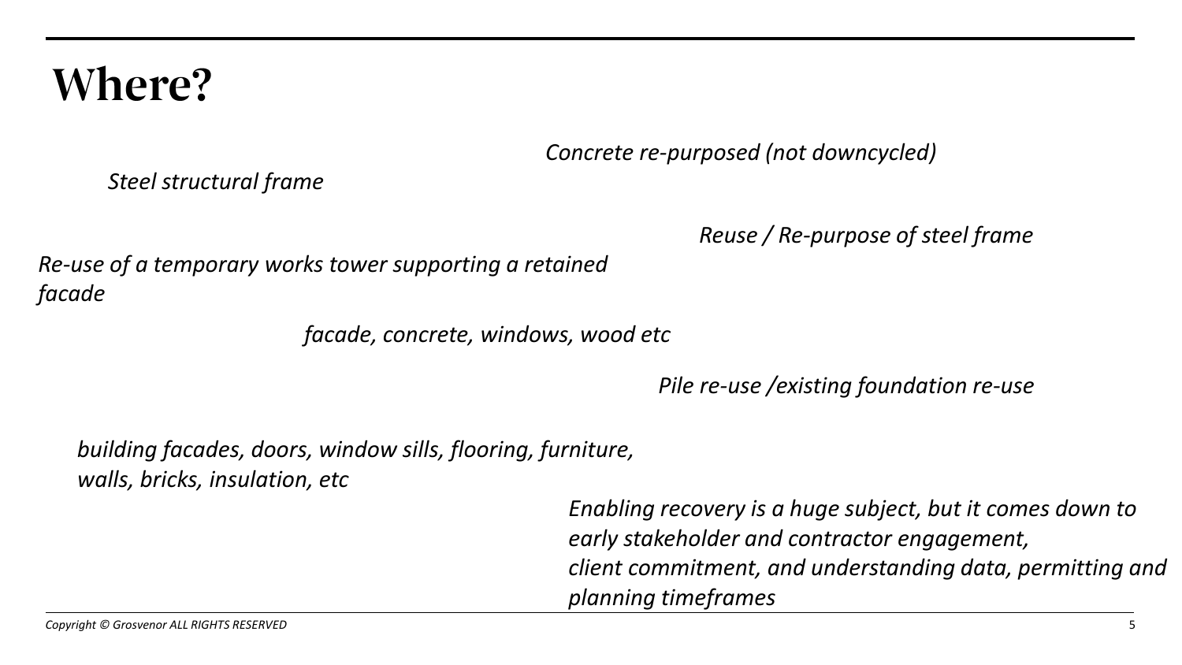# Where?

*Concrete re-purposed (not downcycled)*

*Steel structural frame*

*Reuse / Re-purpose of steel frame*

*Re-use of a temporary works tower supporting a retained facade*

*facade, concrete, windows, wood etc*

*Pile re-use /existing foundation re-use*

*building facades, doors, window sills, flooring, furniture, walls, bricks, insulation, etc*

*Enabling recovery is a huge subject, but it comes down to early stakeholder and contractor engagement, client commitment, and understanding data, permitting and planning timeframes*

*Copyright © Grosvenor ALL RIGHTS RESERVED*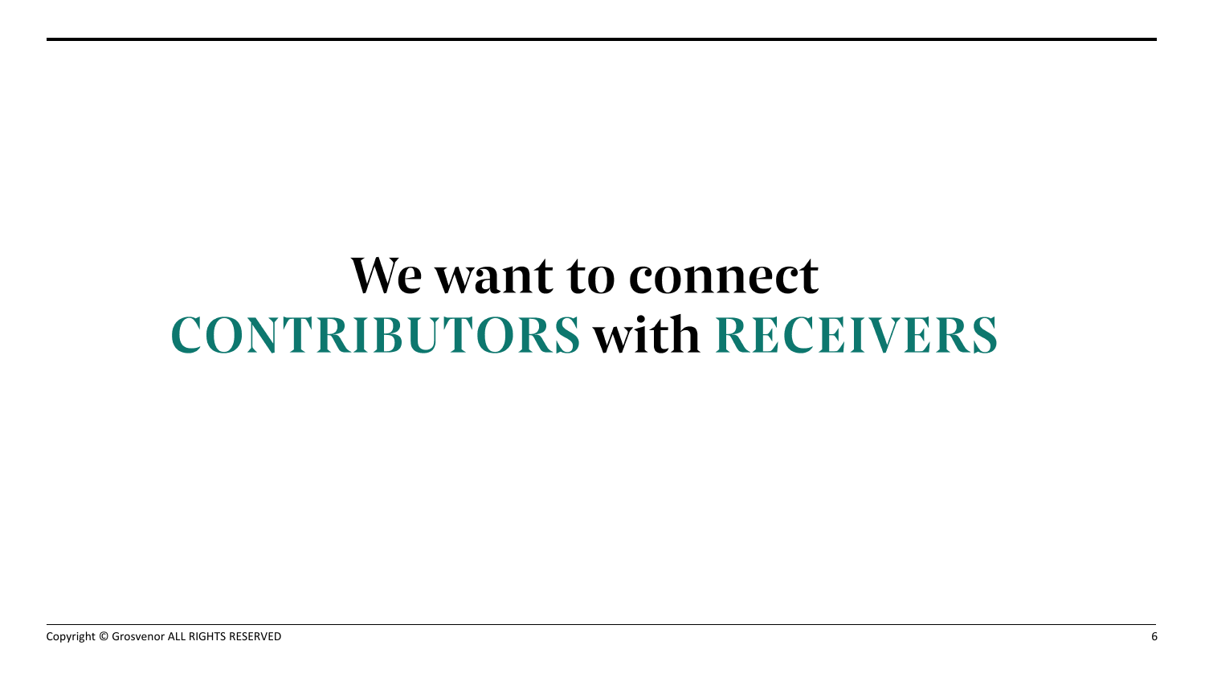# We want to connect **CONTRIBUTORS** with **RECEIVERS**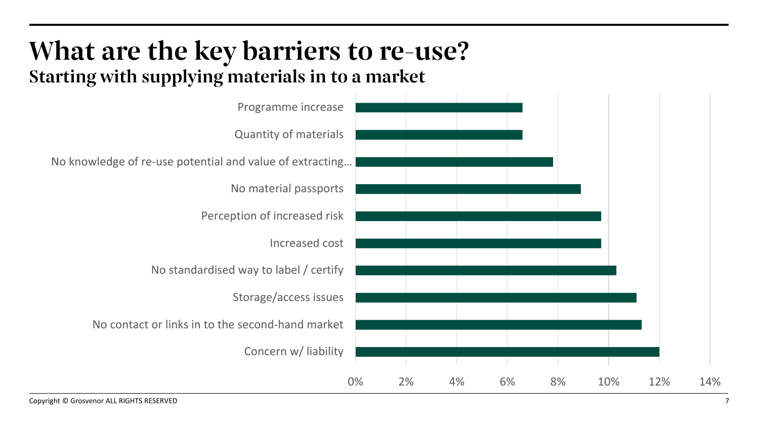# What are the key barriers to re-use?

## Starting with supplying materials in to a market

| Barrier | Share |
|---|---|
| Programme increase | ~6.6% |
| Quantity of materials | ~6.6% |
| No knowledge of re-use potential and value of extracting… | ~7.8% |
| No material passports | ~8.9% |
| Perception of increased risk | ~9.7% |
| Increased cost | ~9.7% |
| No standardised way to label / certify | ~10.3% |
| Storage/access issues | ~11.1% |
| No contact or links in to the second-hand market | ~11.3% |
| Concern w/ liability | ~12% |

Axis: 0%, 2%, 4%, 6%, 8%, 10%, 12%, 14%

Copyright © Grosvenor ALL RIGHTS RESERVED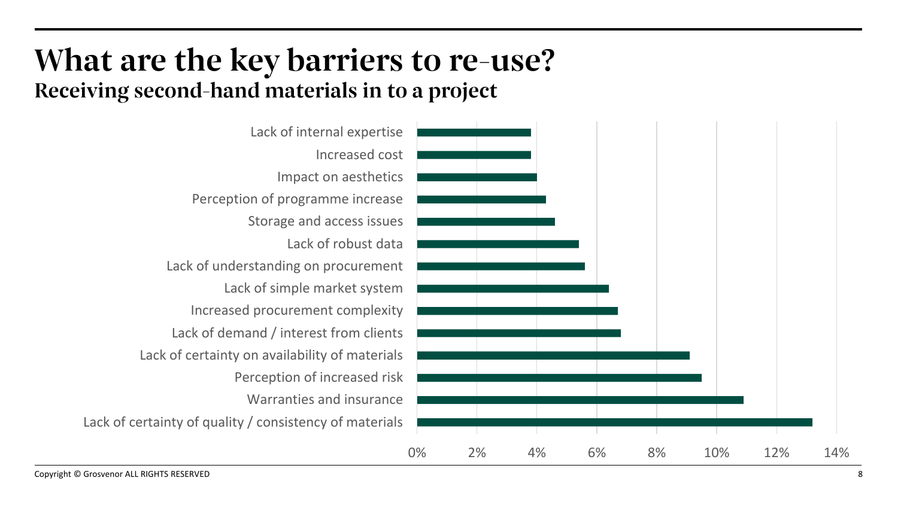# What are the key barriers to re-use?

## Receiving second-hand materials in to a project

| Barrier | Share |
|---|---|
| Lack of internal expertise | ~3.8% |
| Increased cost | ~3.8% |
| Impact on aesthetics | ~4.0% |
| Perception of programme increase | ~4.3% |
| Storage and access issues | ~4.6% |
| Lack of robust data | ~5.4% |
| Lack of understanding on procurement | ~5.6% |
| Lack of simple market system | ~6.4% |
| Increased procurement complexity | ~6.7% |
| Lack of demand / interest from clients | ~6.8% |
| Lack of certainty on availability of materials | ~9.1% |
| Perception of increased risk | ~9.5% |
| Warranties and insurance | ~10.9% |
| Lack of certainty of quality / consistency of materials | ~13.2% |

Copyright © Grosvenor ALL RIGHTS RESERVED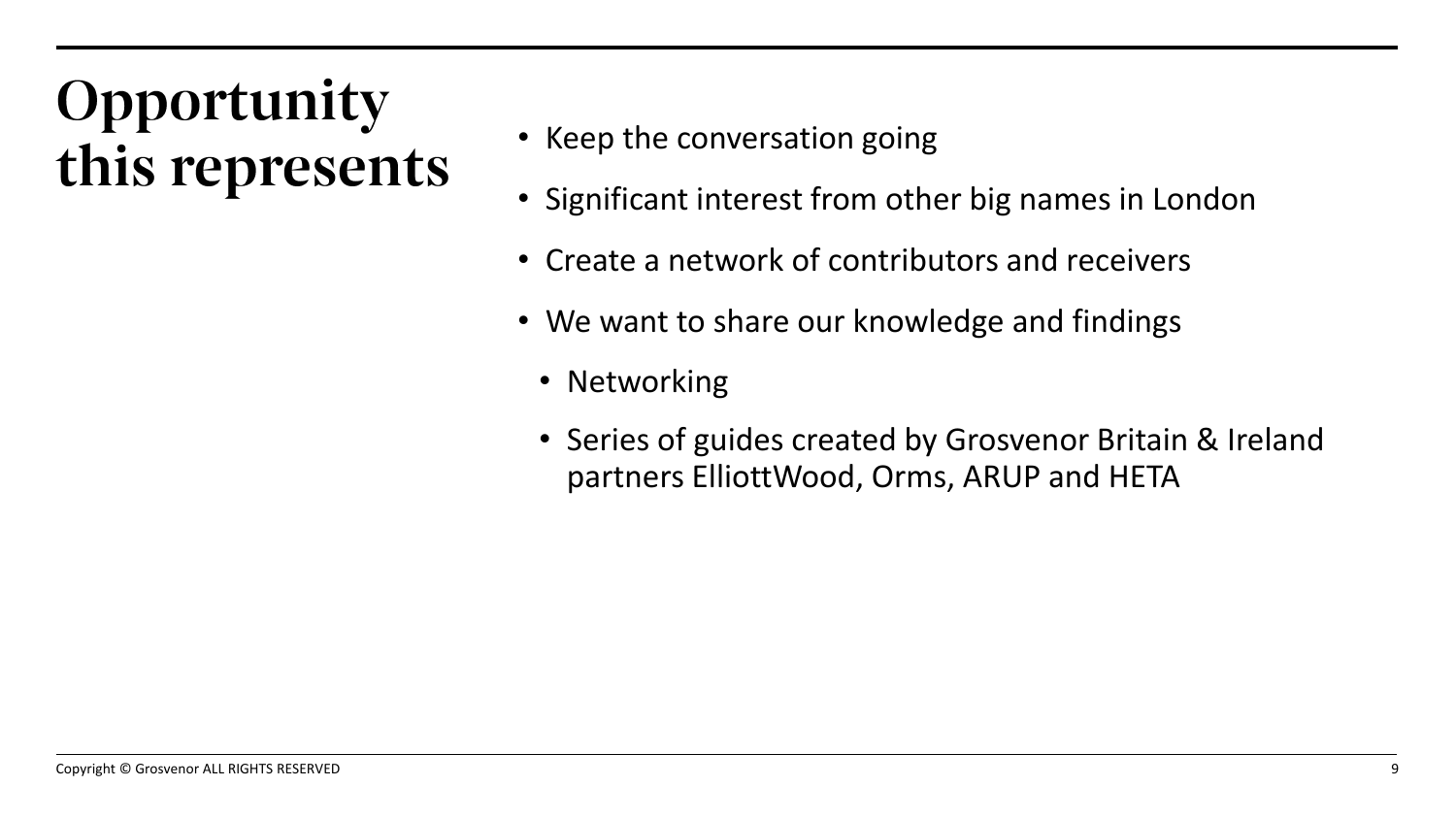# Opportunity this represents

- Keep the conversation going
- Significant interest from other big names in London
- Create a network of contributors and receivers
- We want to share our knowledge and findings
  - Networking
  - Series of guides created by Grosvenor Britain & Ireland partners ElliottWood, Orms, ARUP and HETA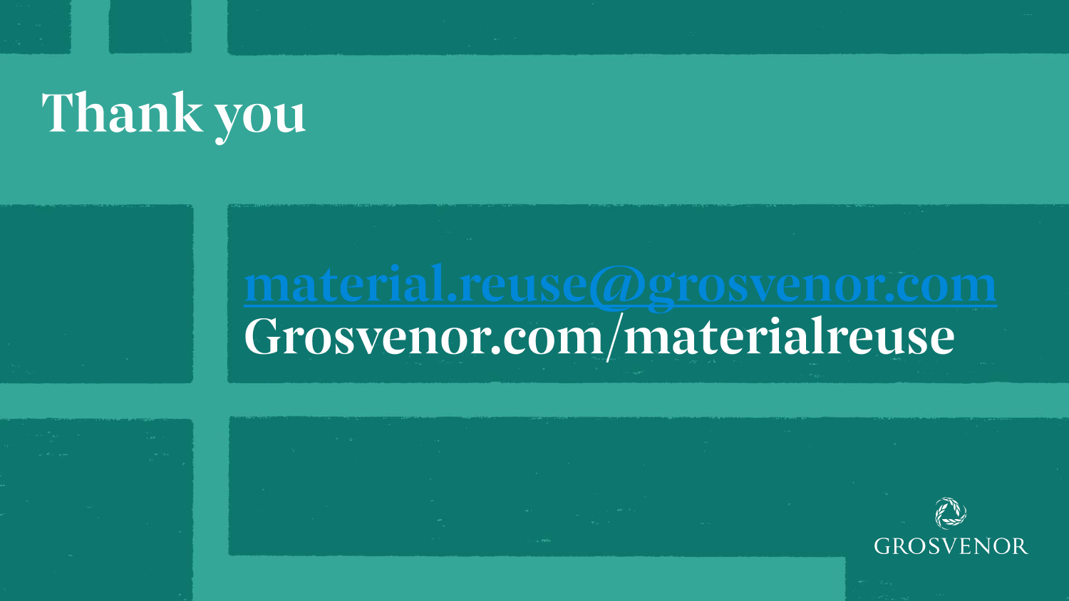# Thank you

[material.reuse@grosvenor.com](mailto:material.reuse@grosvenor.com)

Grosvenor.com/materialreuse

GROSVENOR